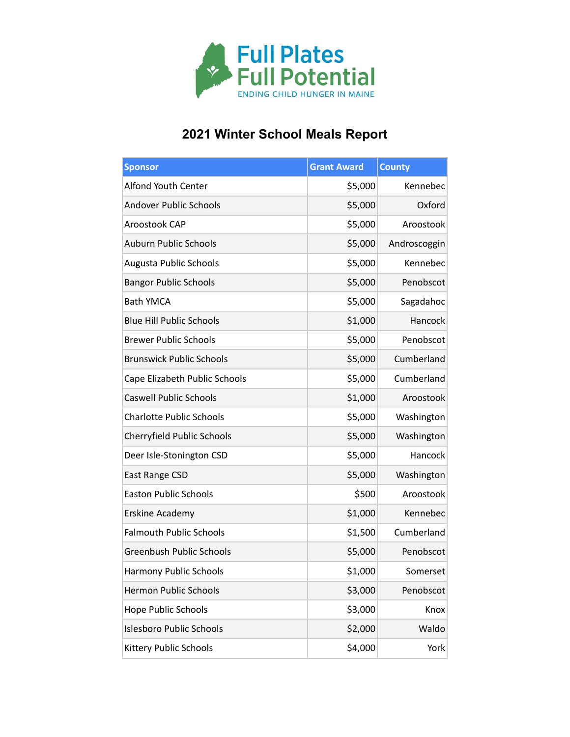Full Plates
Full Potential
ENDING CHILD HUNGER IN MAINE

# 2021 Winter School Meals Report

| Sponsor | Grant Award | County |
|---|---:|---:|
| Alfond Youth Center | $5,000 | Kennebec |
| Andover Public Schools | $5,000 | Oxford |
| Aroostook CAP | $5,000 | Aroostook |
| Auburn Public Schools | $5,000 | Androscoggin |
| Augusta Public Schools | $5,000 | Kennebec |
| Bangor Public Schools | $5,000 | Penobscot |
| Bath YMCA | $5,000 | Sagadahoc |
| Blue Hill Public Schools | $1,000 | Hancock |
| Brewer Public Schools | $5,000 | Penobscot |
| Brunswick Public Schools | $5,000 | Cumberland |
| Cape Elizabeth Public Schools | $5,000 | Cumberland |
| Caswell Public Schools | $1,000 | Aroostook |
| Charlotte Public Schools | $5,000 | Washington |
| Cherryfield Public Schools | $5,000 | Washington |
| Deer Isle-Stonington CSD | $5,000 | Hancock |
| East Range CSD | $5,000 | Washington |
| Easton Public Schools | $500 | Aroostook |
| Erskine Academy | $1,000 | Kennebec |
| Falmouth Public Schools | $1,500 | Cumberland |
| Greenbush Public Schools | $5,000 | Penobscot |
| Harmony Public Schools | $1,000 | Somerset |
| Hermon Public Schools | $3,000 | Penobscot |
| Hope Public Schools | $3,000 | Knox |
| Islesboro Public Schools | $2,000 | Waldo |
| Kittery Public Schools | $4,000 | York |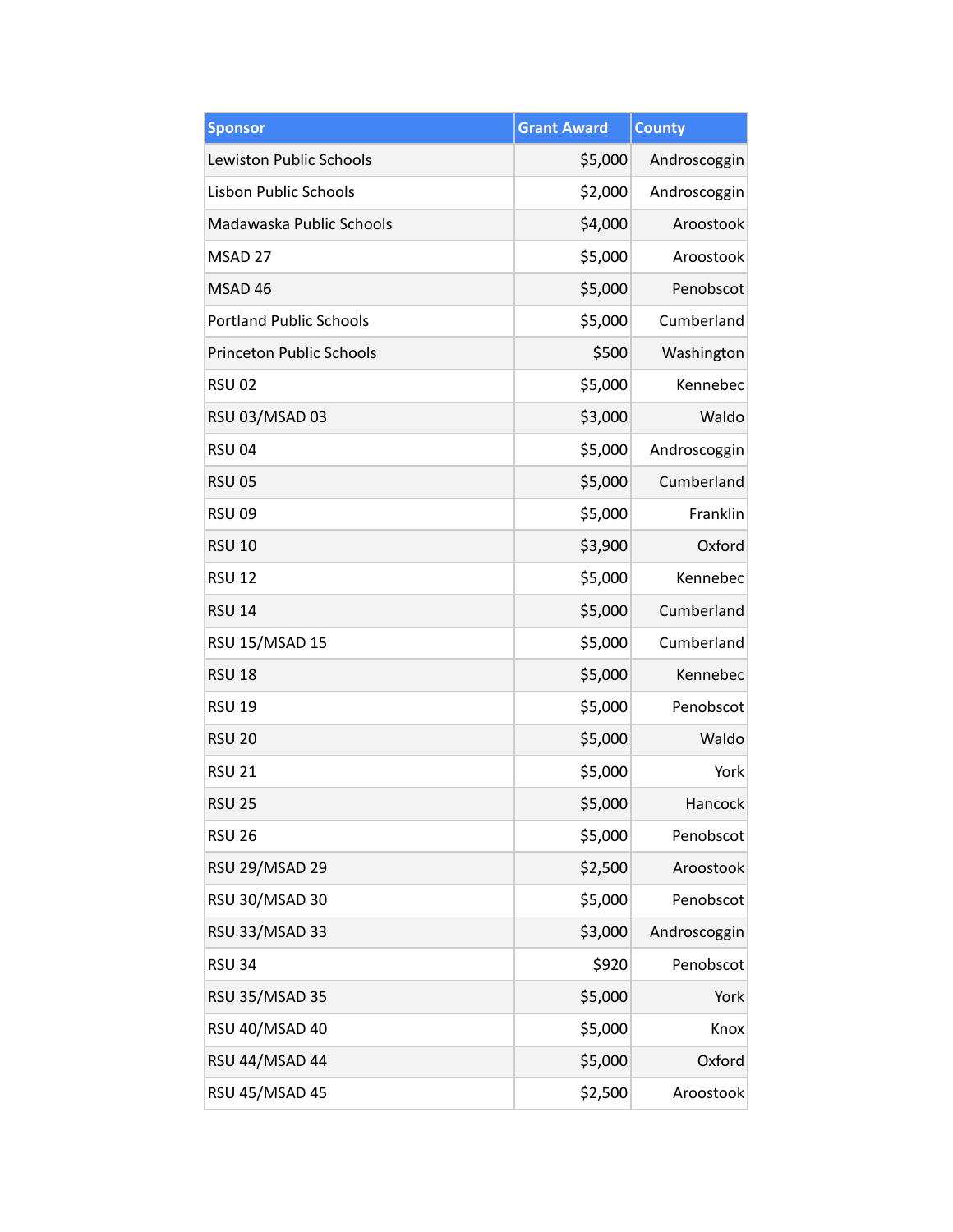| Sponsor | Grant Award | County |
|---|---|---|
| Lewiston Public Schools | $5,000 | Androscoggin |
| Lisbon Public Schools | $2,000 | Androscoggin |
| Madawaska Public Schools | $4,000 | Aroostook |
| MSAD 27 | $5,000 | Aroostook |
| MSAD 46 | $5,000 | Penobscot |
| Portland Public Schools | $5,000 | Cumberland |
| Princeton Public Schools | $500 | Washington |
| RSU 02 | $5,000 | Kennebec |
| RSU 03/MSAD 03 | $3,000 | Waldo |
| RSU 04 | $5,000 | Androscoggin |
| RSU 05 | $5,000 | Cumberland |
| RSU 09 | $5,000 | Franklin |
| RSU 10 | $3,900 | Oxford |
| RSU 12 | $5,000 | Kennebec |
| RSU 14 | $5,000 | Cumberland |
| RSU 15/MSAD 15 | $5,000 | Cumberland |
| RSU 18 | $5,000 | Kennebec |
| RSU 19 | $5,000 | Penobscot |
| RSU 20 | $5,000 | Waldo |
| RSU 21 | $5,000 | York |
| RSU 25 | $5,000 | Hancock |
| RSU 26 | $5,000 | Penobscot |
| RSU 29/MSAD 29 | $2,500 | Aroostook |
| RSU 30/MSAD 30 | $5,000 | Penobscot |
| RSU 33/MSAD 33 | $3,000 | Androscoggin |
| RSU 34 | $920 | Penobscot |
| RSU 35/MSAD 35 | $5,000 | York |
| RSU 40/MSAD 40 | $5,000 | Knox |
| RSU 44/MSAD 44 | $5,000 | Oxford |
| RSU 45/MSAD 45 | $2,500 | Aroostook |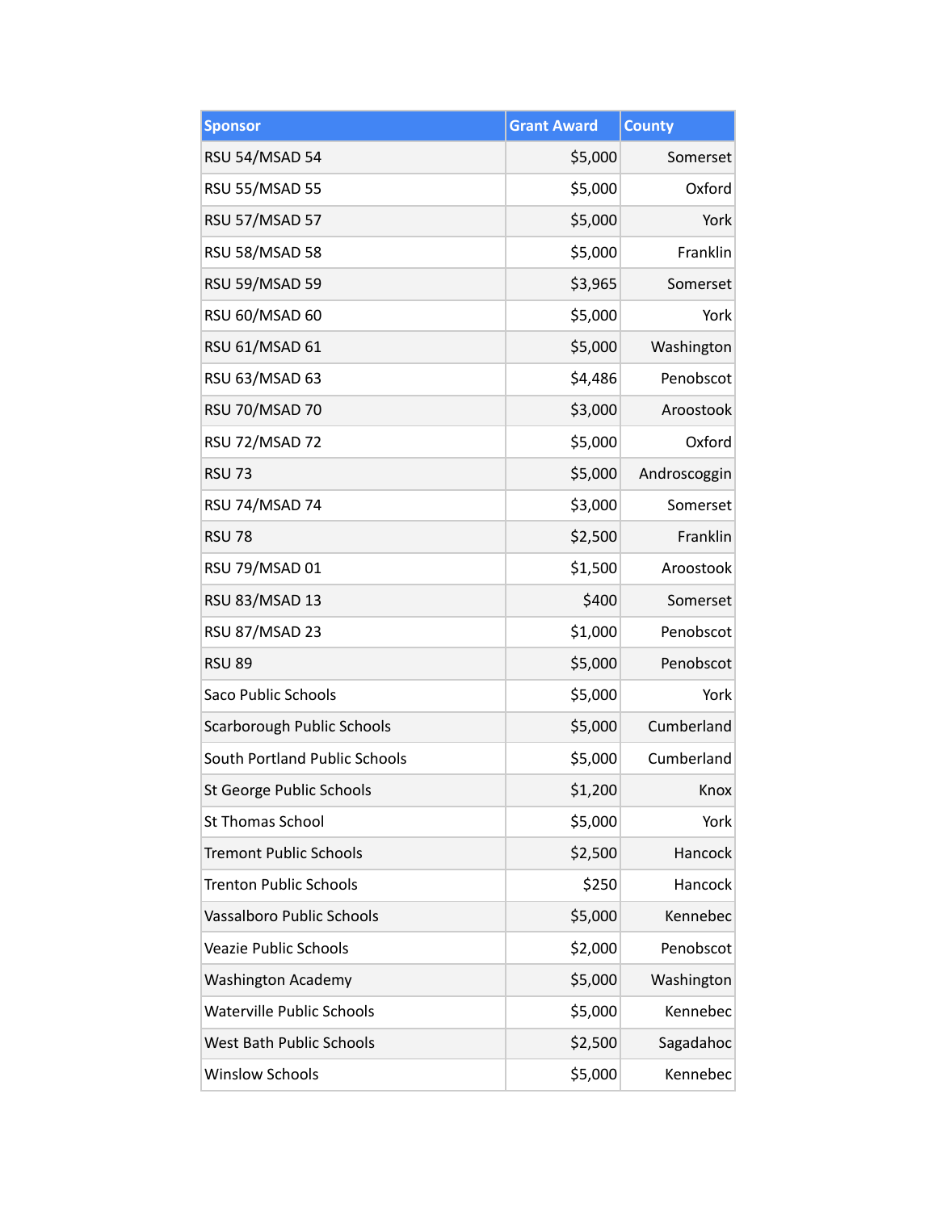| Sponsor | Grant Award | County |
|---|---|---|
| RSU 54/MSAD 54 | $5,000 | Somerset |
| RSU 55/MSAD 55 | $5,000 | Oxford |
| RSU 57/MSAD 57 | $5,000 | York |
| RSU 58/MSAD 58 | $5,000 | Franklin |
| RSU 59/MSAD 59 | $3,965 | Somerset |
| RSU 60/MSAD 60 | $5,000 | York |
| RSU 61/MSAD 61 | $5,000 | Washington |
| RSU 63/MSAD 63 | $4,486 | Penobscot |
| RSU 70/MSAD 70 | $3,000 | Aroostook |
| RSU 72/MSAD 72 | $5,000 | Oxford |
| RSU 73 | $5,000 | Androscoggin |
| RSU 74/MSAD 74 | $3,000 | Somerset |
| RSU 78 | $2,500 | Franklin |
| RSU 79/MSAD 01 | $1,500 | Aroostook |
| RSU 83/MSAD 13 | $400 | Somerset |
| RSU 87/MSAD 23 | $1,000 | Penobscot |
| RSU 89 | $5,000 | Penobscot |
| Saco Public Schools | $5,000 | York |
| Scarborough Public Schools | $5,000 | Cumberland |
| South Portland Public Schools | $5,000 | Cumberland |
| St George Public Schools | $1,200 | Knox |
| St Thomas School | $5,000 | York |
| Tremont Public Schools | $2,500 | Hancock |
| Trenton Public Schools | $250 | Hancock |
| Vassalboro Public Schools | $5,000 | Kennebec |
| Veazie Public Schools | $2,000 | Penobscot |
| Washington Academy | $5,000 | Washington |
| Waterville Public Schools | $5,000 | Kennebec |
| West Bath Public Schools | $2,500 | Sagadahoc |
| Winslow Schools | $5,000 | Kennebec |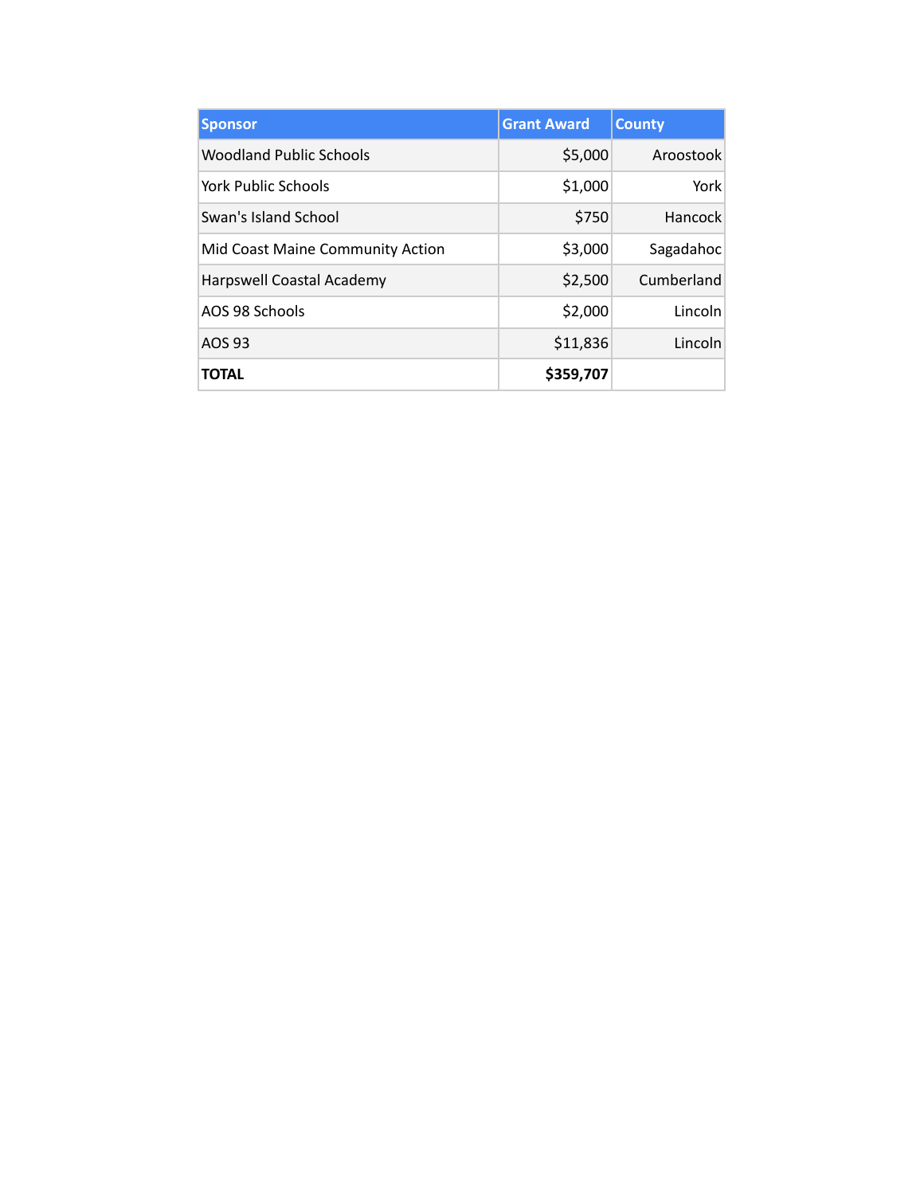| Sponsor | Grant Award | County |
|---|---|---|
| Woodland Public Schools | $5,000 | Aroostook |
| York Public Schools | $1,000 | York |
| Swan's Island School | $750 | Hancock |
| Mid Coast Maine Community Action | $3,000 | Sagadahoc |
| Harpswell Coastal Academy | $2,500 | Cumberland |
| AOS 98 Schools | $2,000 | Lincoln |
| AOS 93 | $11,836 | Lincoln |
| **TOTAL** | **$359,707** | |